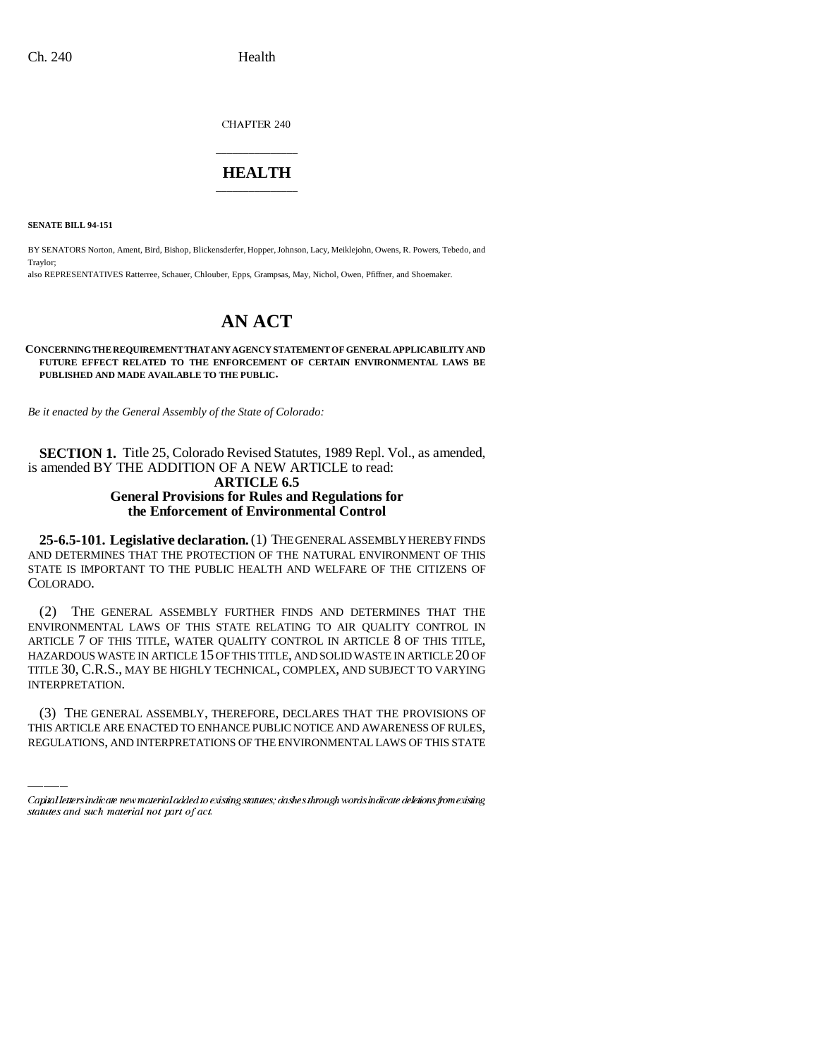CHAPTER 240

# HEALTH

**SENATE BILL 94-151**

BY SENATORS Norton, Ament, Bird, Bishop, Blickensderfer, Hopper, Johnson, Lacy, Meiklejohn, Owens, R. Powers, Tebedo, and Traylor;

also REPRESENTATIVES Ratterree, Schauer, Chlouber, Epps, Grampsas, May, Nichol, Owen, Pfiffner, and Shoemaker.

# AN ACT

**CONCERNING THE REQUIREMENT THAT ANY AGENCY STATEMENT OF GENERAL APPLICABILITY AND FUTURE EFFECT RELATED TO THE ENFORCEMENT OF CERTAIN ENVIRONMENTAL LAWS BE PUBLISHED AND MADE AVAILABLE TO THE PUBLIC.**

*Be it enacted by the General Assembly of the State of Colorado:*

**SECTION 1.** Title 25, Colorado Revised Statutes, 1989 Repl. Vol., as amended, is amended BY THE ADDITION OF A NEW ARTICLE to read:

**ARTICLE 6.5**
**General Provisions for Rules and Regulations for the Enforcement of Environmental Control**

**25-6.5-101. Legislative declaration.** (1) THE GENERAL ASSEMBLY HEREBY FINDS AND DETERMINES THAT THE PROTECTION OF THE NATURAL ENVIRONMENT OF THIS STATE IS IMPORTANT TO THE PUBLIC HEALTH AND WELFARE OF THE CITIZENS OF COLORADO.

(2) THE GENERAL ASSEMBLY FURTHER FINDS AND DETERMINES THAT THE ENVIRONMENTAL LAWS OF THIS STATE RELATING TO AIR QUALITY CONTROL IN ARTICLE 7 OF THIS TITLE, WATER QUALITY CONTROL IN ARTICLE 8 OF THIS TITLE, HAZARDOUS WASTE IN ARTICLE 15 OF THIS TITLE, AND SOLID WASTE IN ARTICLE 20 OF TITLE 30, C.R.S., MAY BE HIGHLY TECHNICAL, COMPLEX, AND SUBJECT TO VARYING INTERPRETATION.

(3) THE GENERAL ASSEMBLY, THEREFORE, DECLARES THAT THE PROVISIONS OF THIS ARTICLE ARE ENACTED TO ENHANCE PUBLIC NOTICE AND AWARENESS OF RULES, REGULATIONS, AND INTERPRETATIONS OF THE ENVIRONMENTAL LAWS OF THIS STATE

Capital letters indicate new material added to existing statutes; dashes through words indicate deletions from existing statutes and such material not part of act.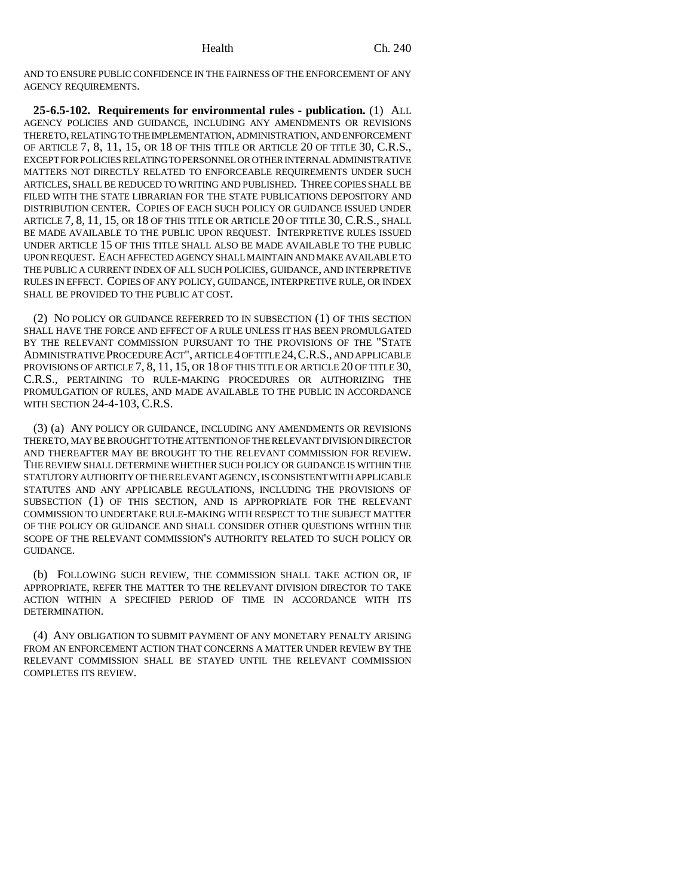AND TO ENSURE PUBLIC CONFIDENCE IN THE FAIRNESS OF THE ENFORCEMENT OF ANY AGENCY REQUIREMENTS.

**25-6.5-102. Requirements for environmental rules - publication.** (1) ALL AGENCY POLICIES AND GUIDANCE, INCLUDING ANY AMENDMENTS OR REVISIONS THERETO, RELATING TO THE IMPLEMENTATION, ADMINISTRATION, AND ENFORCEMENT OF ARTICLE 7, 8, 11, 15, OR 18 OF THIS TITLE OR ARTICLE 20 OF TITLE 30, C.R.S., EXCEPT FOR POLICIES RELATING TO PERSONNEL OR OTHER INTERNAL ADMINISTRATIVE MATTERS NOT DIRECTLY RELATED TO ENFORCEABLE REQUIREMENTS UNDER SUCH ARTICLES, SHALL BE REDUCED TO WRITING AND PUBLISHED. THREE COPIES SHALL BE FILED WITH THE STATE LIBRARIAN FOR THE STATE PUBLICATIONS DEPOSITORY AND DISTRIBUTION CENTER. COPIES OF EACH SUCH POLICY OR GUIDANCE ISSUED UNDER ARTICLE 7, 8, 11, 15, OR 18 OF THIS TITLE OR ARTICLE 20 OF TITLE 30, C.R.S., SHALL BE MADE AVAILABLE TO THE PUBLIC UPON REQUEST. INTERPRETIVE RULES ISSUED UNDER ARTICLE 15 OF THIS TITLE SHALL ALSO BE MADE AVAILABLE TO THE PUBLIC UPON REQUEST. EACH AFFECTED AGENCY SHALL MAINTAIN AND MAKE AVAILABLE TO THE PUBLIC A CURRENT INDEX OF ALL SUCH POLICIES, GUIDANCE, AND INTERPRETIVE RULES IN EFFECT. COPIES OF ANY POLICY, GUIDANCE, INTERPRETIVE RULE, OR INDEX SHALL BE PROVIDED TO THE PUBLIC AT COST.

(2) NO POLICY OR GUIDANCE REFERRED TO IN SUBSECTION (1) OF THIS SECTION SHALL HAVE THE FORCE AND EFFECT OF A RULE UNLESS IT HAS BEEN PROMULGATED BY THE RELEVANT COMMISSION PURSUANT TO THE PROVISIONS OF THE "STATE ADMINISTRATIVE PROCEDURE ACT", ARTICLE 4 OF TITLE 24, C.R.S., AND APPLICABLE PROVISIONS OF ARTICLE 7, 8, 11, 15, OR 18 OF THIS TITLE OR ARTICLE 20 OF TITLE 30, C.R.S., PERTAINING TO RULE-MAKING PROCEDURES OR AUTHORIZING THE PROMULGATION OF RULES, AND MADE AVAILABLE TO THE PUBLIC IN ACCORDANCE WITH SECTION 24-4-103, C.R.S.

(3) (a) ANY POLICY OR GUIDANCE, INCLUDING ANY AMENDMENTS OR REVISIONS THERETO, MAY BE BROUGHT TO THE ATTENTION OF THE RELEVANT DIVISION DIRECTOR AND THEREAFTER MAY BE BROUGHT TO THE RELEVANT COMMISSION FOR REVIEW. THE REVIEW SHALL DETERMINE WHETHER SUCH POLICY OR GUIDANCE IS WITHIN THE STATUTORY AUTHORITY OF THE RELEVANT AGENCY, IS CONSISTENT WITH APPLICABLE STATUTES AND ANY APPLICABLE REGULATIONS, INCLUDING THE PROVISIONS OF SUBSECTION (1) OF THIS SECTION, AND IS APPROPRIATE FOR THE RELEVANT COMMISSION TO UNDERTAKE RULE-MAKING WITH RESPECT TO THE SUBJECT MATTER OF THE POLICY OR GUIDANCE AND SHALL CONSIDER OTHER QUESTIONS WITHIN THE SCOPE OF THE RELEVANT COMMISSION'S AUTHORITY RELATED TO SUCH POLICY OR GUIDANCE.

(b) FOLLOWING SUCH REVIEW, THE COMMISSION SHALL TAKE ACTION OR, IF APPROPRIATE, REFER THE MATTER TO THE RELEVANT DIVISION DIRECTOR TO TAKE ACTION WITHIN A SPECIFIED PERIOD OF TIME IN ACCORDANCE WITH ITS DETERMINATION.

(4) ANY OBLIGATION TO SUBMIT PAYMENT OF ANY MONETARY PENALTY ARISING FROM AN ENFORCEMENT ACTION THAT CONCERNS A MATTER UNDER REVIEW BY THE RELEVANT COMMISSION SHALL BE STAYED UNTIL THE RELEVANT COMMISSION COMPLETES ITS REVIEW.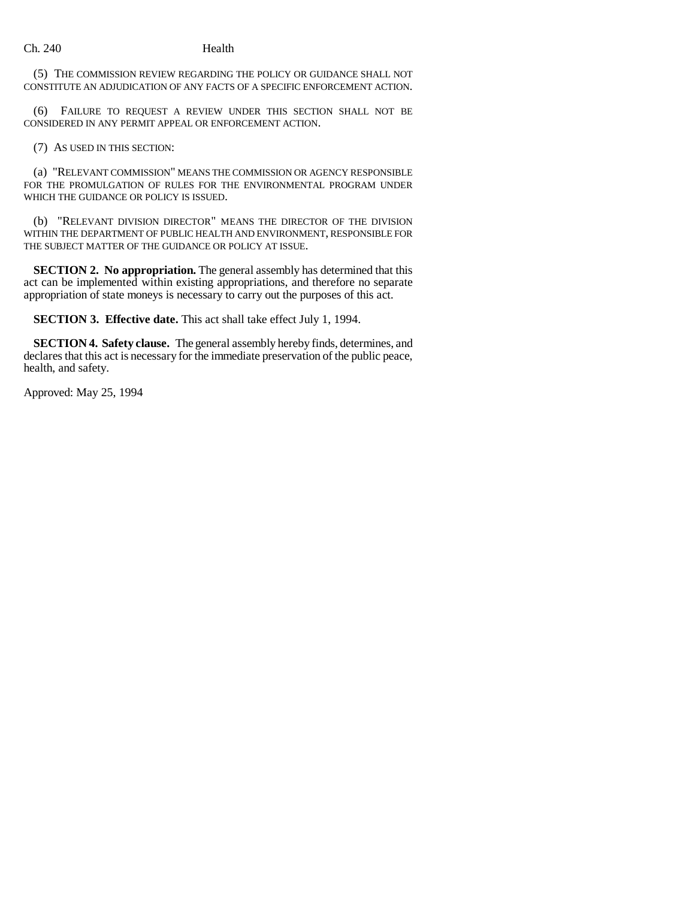(5) THE COMMISSION REVIEW REGARDING THE POLICY OR GUIDANCE SHALL NOT CONSTITUTE AN ADJUDICATION OF ANY FACTS OF A SPECIFIC ENFORCEMENT ACTION.

(6) FAILURE TO REQUEST A REVIEW UNDER THIS SECTION SHALL NOT BE CONSIDERED IN ANY PERMIT APPEAL OR ENFORCEMENT ACTION.

(7) AS USED IN THIS SECTION:

(a) "RELEVANT COMMISSION" MEANS THE COMMISSION OR AGENCY RESPONSIBLE FOR THE PROMULGATION OF RULES FOR THE ENVIRONMENTAL PROGRAM UNDER WHICH THE GUIDANCE OR POLICY IS ISSUED.

(b) "RELEVANT DIVISION DIRECTOR" MEANS THE DIRECTOR OF THE DIVISION WITHIN THE DEPARTMENT OF PUBLIC HEALTH AND ENVIRONMENT, RESPONSIBLE FOR THE SUBJECT MATTER OF THE GUIDANCE OR POLICY AT ISSUE.

**SECTION 2. No appropriation.** The general assembly has determined that this act can be implemented within existing appropriations, and therefore no separate appropriation of state moneys is necessary to carry out the purposes of this act.

**SECTION 3. Effective date.** This act shall take effect July 1, 1994.

**SECTION 4. Safety clause.** The general assembly hereby finds, determines, and declares that this act is necessary for the immediate preservation of the public peace, health, and safety.

Approved: May 25, 1994